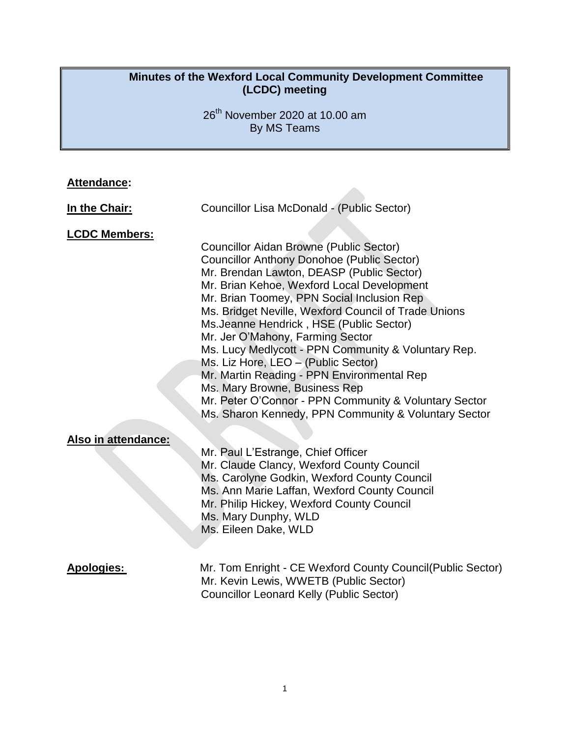# Minutes of the Wexford Local Community Development Committee (LCDC) meeting

26th November 2020 at 10.00 am
By MS Teams

**Attendance:**

**In the Chair:** Councillor Lisa McDonald - (Public Sector)

**LCDC Members:**

Councillor Aidan Browne (Public Sector)
Councillor Anthony Donohoe (Public Sector)
Mr. Brendan Lawton, DEASP (Public Sector)
Mr. Brian Kehoe, Wexford Local Development
Mr. Brian Toomey, PPN Social Inclusion Rep
Ms. Bridget Neville, Wexford Council of Trade Unions
Ms.Jeanne Hendrick , HSE (Public Sector)
Mr. Jer O'Mahony, Farming Sector
Ms. Lucy Medlycott - PPN Community & Voluntary Rep.
Ms. Liz Hore, LEO – (Public Sector)
Mr. Martin Reading - PPN Environmental Rep
Ms. Mary Browne, Business Rep
Mr. Peter O'Connor - PPN Community & Voluntary Sector
Ms. Sharon Kennedy, PPN Community & Voluntary Sector

**Also in attendance:**

Mr. Paul L'Estrange, Chief Officer
Mr. Claude Clancy, Wexford County Council
Ms. Carolyne Godkin, Wexford County Council
Ms. Ann Marie Laffan, Wexford County Council
Mr. Philip Hickey, Wexford County Council
Ms. Mary Dunphy, WLD
Ms. Eileen Dake, WLD

**Apologies:**

Mr. Tom Enright - CE Wexford County Council(Public Sector)
Mr. Kevin Lewis, WWETB (Public Sector)
Councillor Leonard Kelly (Public Sector)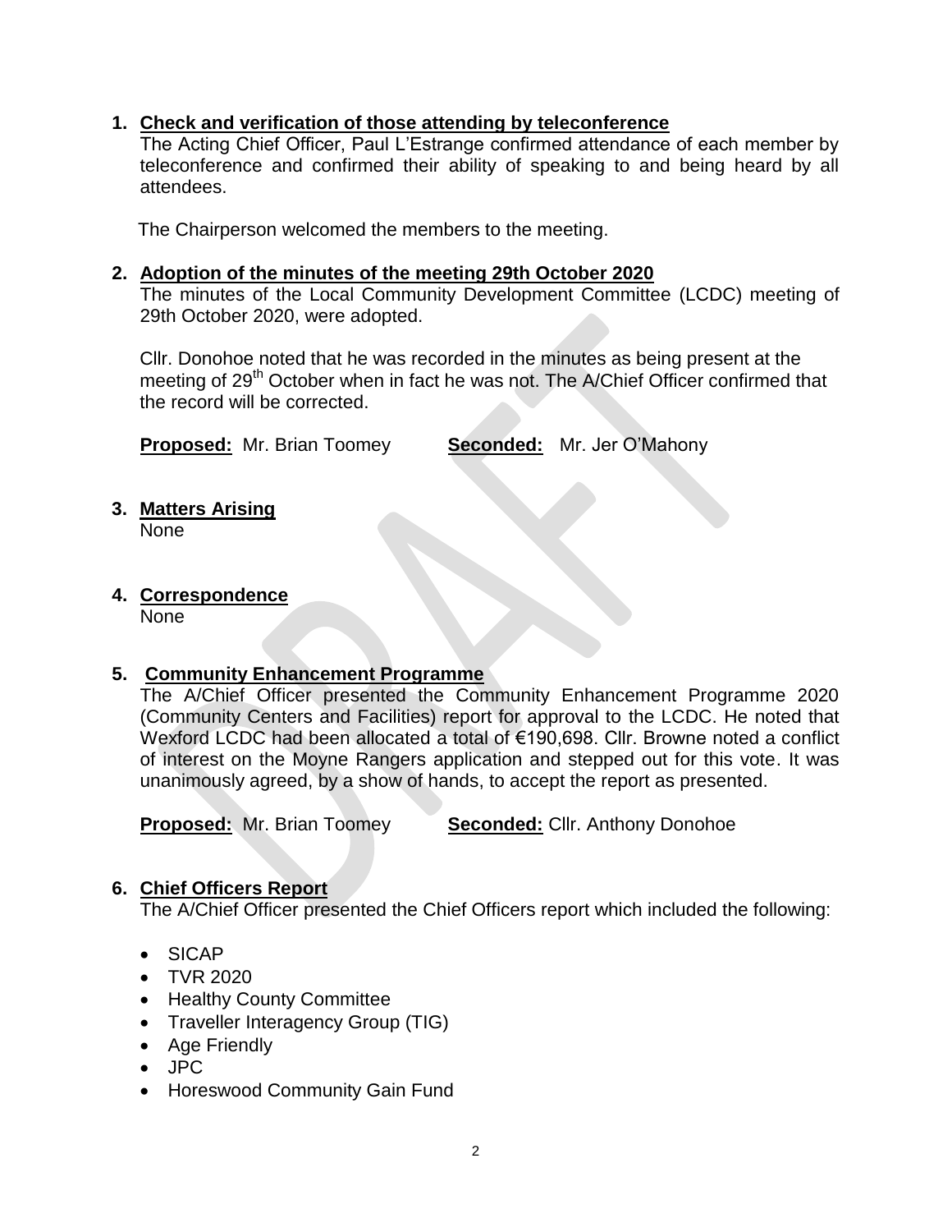1. **Check and verification of those attending by teleconference**

   The Acting Chief Officer, Paul L'Estrange confirmed attendance of each member by teleconference and confirmed their ability of speaking to and being heard by all attendees.

   The Chairperson welcomed the members to the meeting.

2. **Adoption of the minutes of the meeting 29th October 2020**

   The minutes of the Local Community Development Committee (LCDC) meeting of 29th October 2020, were adopted.

   Cllr. Donohoe noted that he was recorded in the minutes as being present at the meeting of 29th October when in fact he was not. The A/Chief Officer confirmed that the record will be corrected.

   **Proposed:** Mr. Brian Toomey **Seconded:** Mr. Jer O'Mahony

3. **Matters Arising**

   None

4. **Correspondence**

   None

5. **Community Enhancement Programme**

   The A/Chief Officer presented the Community Enhancement Programme 2020 (Community Centers and Facilities) report for approval to the LCDC. He noted that Wexford LCDC had been allocated a total of €190,698. Cllr. Browne noted a conflict of interest on the Moyne Rangers application and stepped out for this vote. It was unanimously agreed, by a show of hands, to accept the report as presented.

   **Proposed:** Mr. Brian Toomey **Seconded:** Cllr. Anthony Donohoe

6. **Chief Officers Report**

   The A/Chief Officer presented the Chief Officers report which included the following:

   - SICAP
   - TVR 2020
   - Healthy County Committee
   - Traveller Interagency Group (TIG)
   - Age Friendly
   - JPC
   - Horeswood Community Gain Fund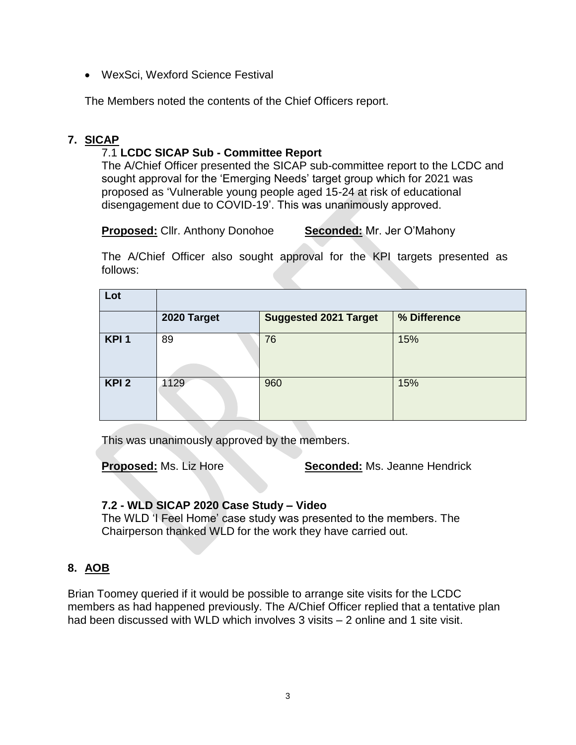- WexSci, Wexford Science Festival

The Members noted the contents of the Chief Officers report.

## 7. SICAP

### 7.1 LCDC SICAP Sub - Committee Report

The A/Chief Officer presented the SICAP sub-committee report to the LCDC and sought approval for the 'Emerging Needs' target group which for 2021 was proposed as 'Vulnerable young people aged 15-24 at risk of educational disengagement due to COVID-19'. This was unanimously approved.

**Proposed:** Cllr. Anthony Donohoe **Seconded:** Mr. Jer O'Mahony

The A/Chief Officer also sought approval for the KPI targets presented as follows:

| Lot | | | |
|---|---|---|---|
| | **2020 Target** | **Suggested 2021 Target** | **% Difference** |
| **KPI 1** | 89 | 76 | 15% |
| **KPI 2** | 1129 | 960 | 15% |

This was unanimously approved by the members.

**Proposed:** Ms. Liz Hore **Seconded:** Ms. Jeanne Hendrick

### 7.2 - WLD SICAP 2020 Case Study – Video

The WLD 'I Feel Home' case study was presented to the members. The Chairperson thanked WLD for the work they have carried out.

## 8. AOB

Brian Toomey queried if it would be possible to arrange site visits for the LCDC members as had happened previously. The A/Chief Officer replied that a tentative plan had been discussed with WLD which involves 3 visits – 2 online and 1 site visit.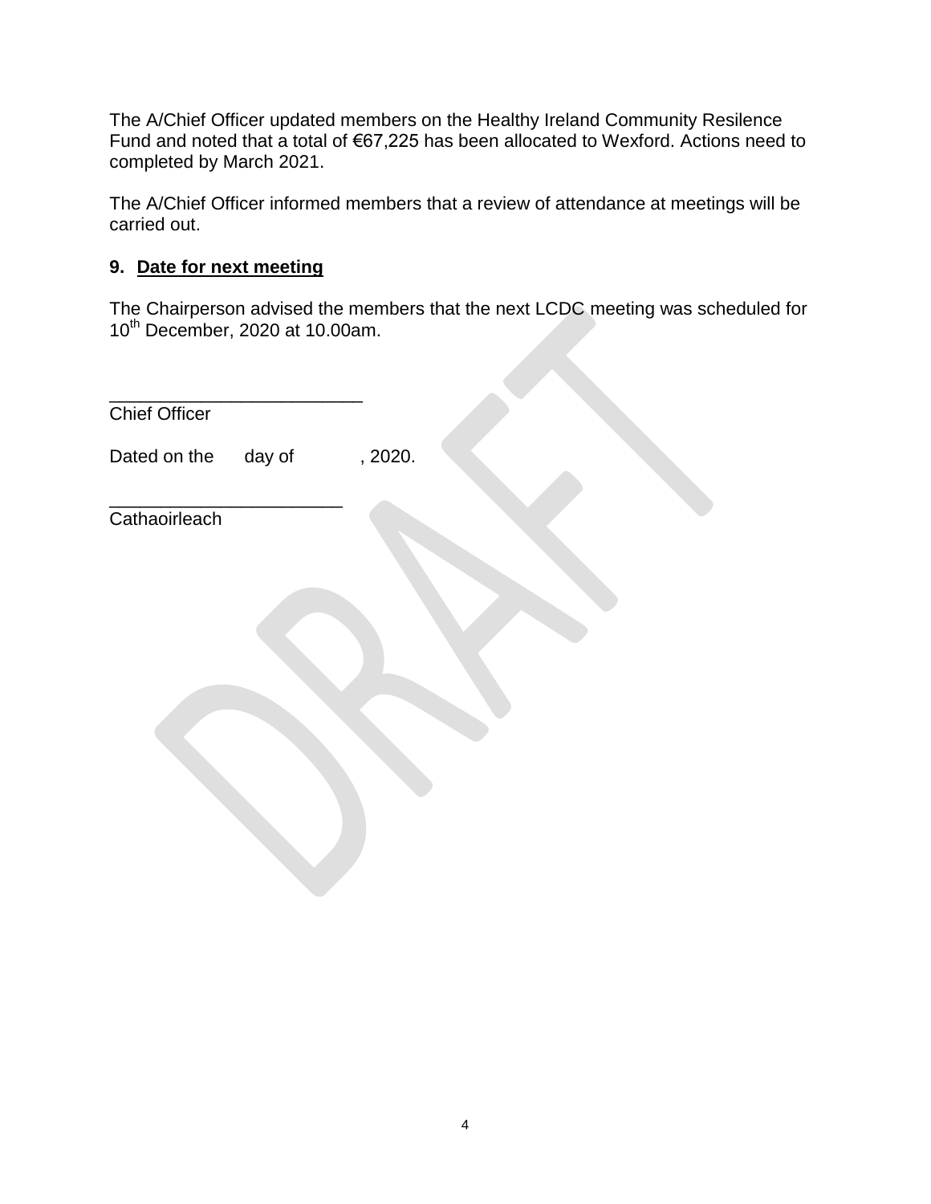The A/Chief Officer updated members on the Healthy Ireland Community Resilence Fund and noted that a total of €67,225 has been allocated to Wexford. Actions need to completed by March 2021.

The A/Chief Officer informed members that a review of attendance at meetings will be carried out.

## 9. Date for next meeting

The Chairperson advised the members that the next LCDC meeting was scheduled for 10th December, 2020 at 10.00am.

_________________________
Chief Officer

Dated on the      day of            , 2020.

_______________________
Cathaoirleach